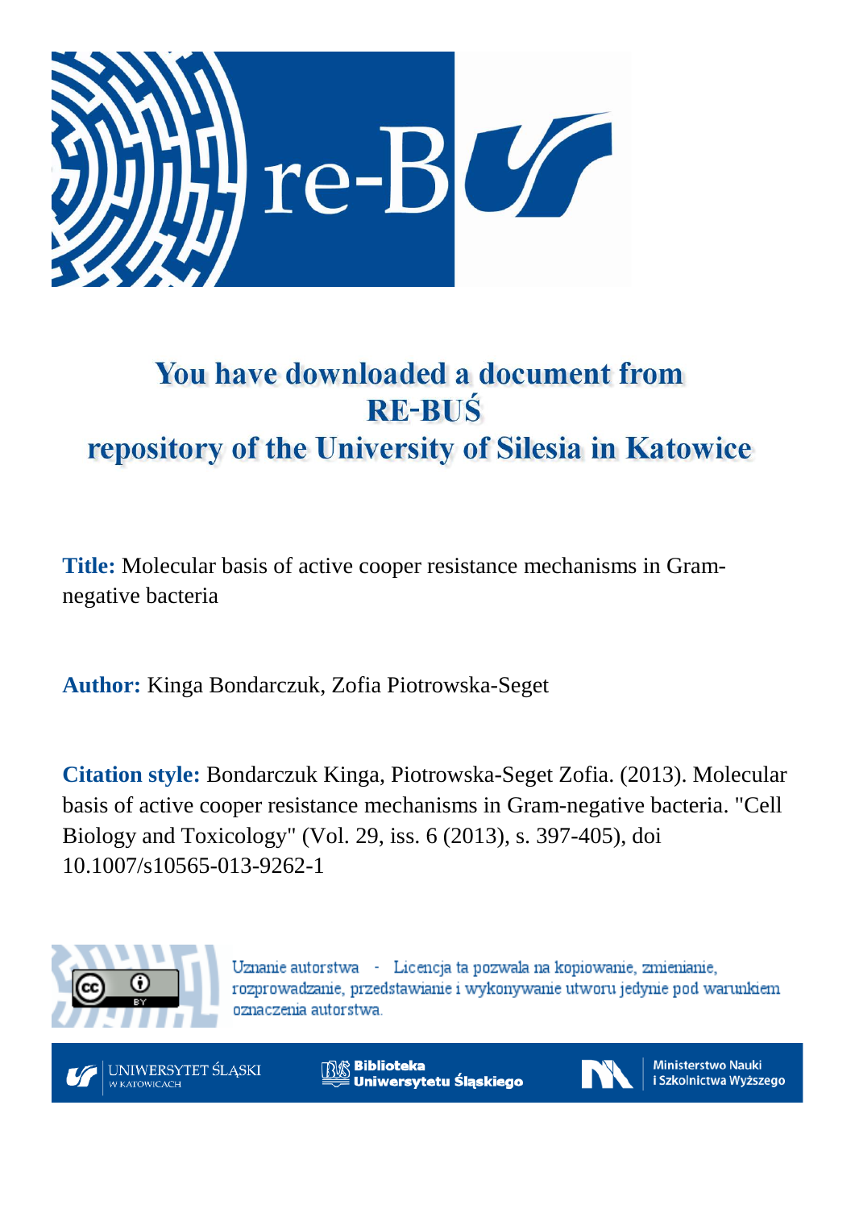# You have downloaded a document from RE-BUŚ repository of the University of Silesia in Katowice

**Title:** Molecular basis of active cooper resistance mechanisms in Gram-negative bacteria

**Author:** Kinga Bondarczuk, Zofia Piotrowska-Seget

**Citation style:** Bondarczuk Kinga, Piotrowska-Seget Zofia. (2013). Molecular basis of active cooper resistance mechanisms in Gram-negative bacteria. "Cell Biology and Toxicology" (Vol. 29, iss. 6 (2013), s. 397-405), doi 10.1007/s10565-013-9262-1

Uznanie autorstwa - Licencja ta pozwala na kopiowanie, zmienianie, rozprowadzanie, przedstawianie i wykonywanie utworu jedynie pod warunkiem oznaczenia autorstwa.

UNIWERSYTET ŚLĄSKI W KATOWICACH

Biblioteka Uniwersytetu Śląskiego

Ministerstwo Nauki i Szkolnictwa Wyższego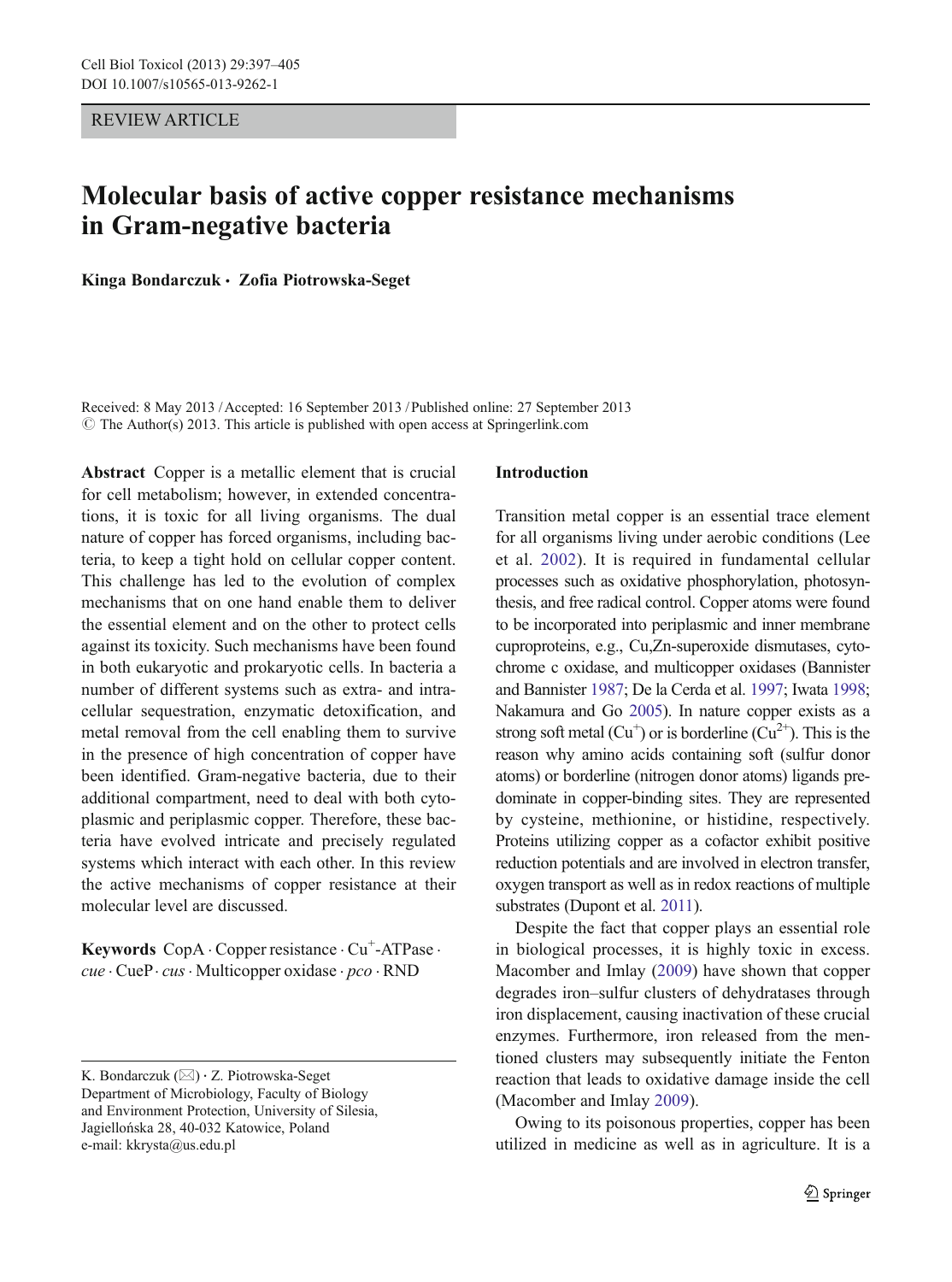REVIEW ARTICLE

# Molecular basis of active copper resistance mechanisms in Gram-negative bacteria

**Kinga Bondarczuk · Zofia Piotrowska-Seget**

Received: 8 May 2013 / Accepted: 16 September 2013 / Published online: 27 September 2013
© The Author(s) 2013. This article is published with open access at Springerlink.com

**Abstract** Copper is a metallic element that is crucial for cell metabolism; however, in extended concentrations, it is toxic for all living organisms. The dual nature of copper has forced organisms, including bacteria, to keep a tight hold on cellular copper content. This challenge has led to the evolution of complex mechanisms that on one hand enable them to deliver the essential element and on the other to protect cells against its toxicity. Such mechanisms have been found in both eukaryotic and prokaryotic cells. In bacteria a number of different systems such as extra- and intracellular sequestration, enzymatic detoxification, and metal removal from the cell enabling them to survive in the presence of high concentration of copper have been identified. Gram-negative bacteria, due to their additional compartment, need to deal with both cytoplasmic and periplasmic copper. Therefore, these bacteria have evolved intricate and precisely regulated systems which interact with each other. In this review the active mechanisms of copper resistance at their molecular level are discussed.

**Keywords** CopA · Copper resistance · $Cu^{+}$-ATPase · *cue* · CueP · *cus* · Multicopper oxidase · *pco* · RND

K. Bondarczuk (✉) · Z. Piotrowska-Seget
Department of Microbiology, Faculty of Biology and Environment Protection, University of Silesia, Jagiellońska 28, 40-032 Katowice, Poland
e-mail: kkrysta@us.edu.pl

## Introduction

Transition metal copper is an essential trace element for all organisms living under aerobic conditions (Lee et al. 2002). It is required in fundamental cellular processes such as oxidative phosphorylation, photosynthesis, and free radical control. Copper atoms were found to be incorporated into periplasmic and inner membrane cuproproteins, e.g., Cu,Zn-superoxide dismutases, cytochrome c oxidase, and multicopper oxidases (Bannister and Bannister 1987; De la Cerda et al. 1997; Iwata 1998; Nakamura and Go 2005). In nature copper exists as a strong soft metal ($Cu^{+}$) or is borderline ($Cu^{2+}$). This is the reason why amino acids containing soft (sulfur donor atoms) or borderline (nitrogen donor atoms) ligands predominate in copper-binding sites. They are represented by cysteine, methionine, or histidine, respectively. Proteins utilizing copper as a cofactor exhibit positive reduction potentials and are involved in electron transfer, oxygen transport as well as in redox reactions of multiple substrates (Dupont et al. 2011).

Despite the fact that copper plays an essential role in biological processes, it is highly toxic in excess. Macomber and Imlay (2009) have shown that copper degrades iron–sulfur clusters of dehydratases through iron displacement, causing inactivation of these crucial enzymes. Furthermore, iron released from the mentioned clusters may subsequently initiate the Fenton reaction that leads to oxidative damage inside the cell (Macomber and Imlay 2009).

Owing to its poisonous properties, copper has been utilized in medicine as well as in agriculture. It is a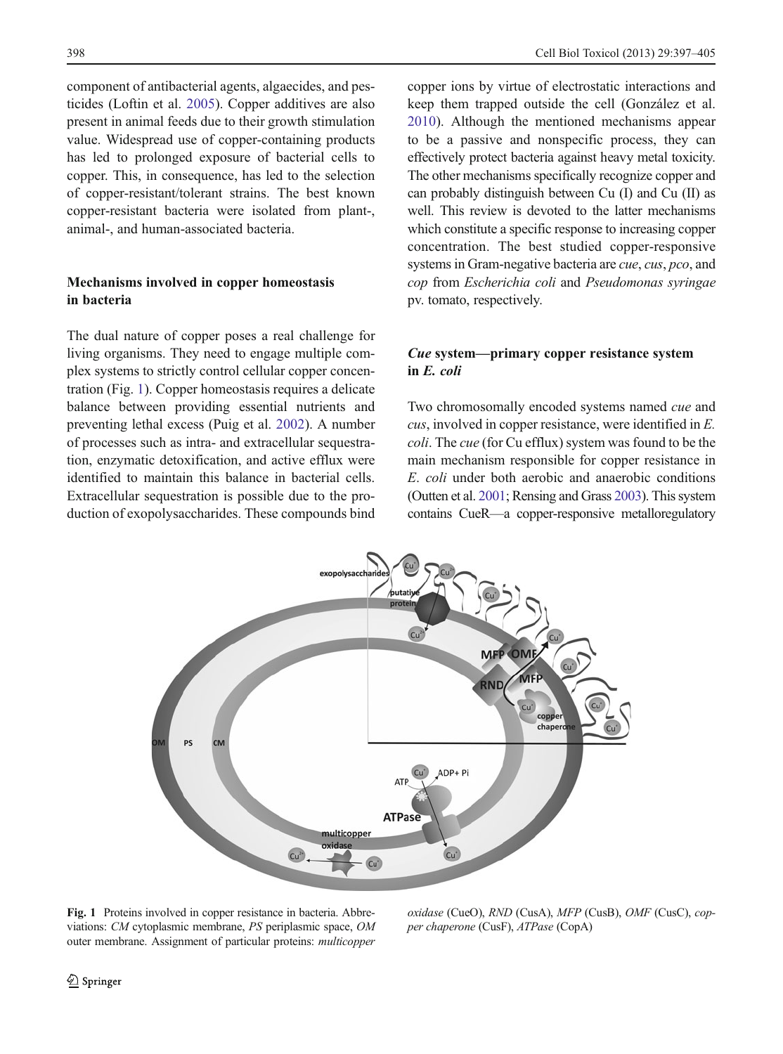component of antibacterial agents, algaecides, and pesticides (Loftin et al. 2005). Copper additives are also present in animal feeds due to their growth stimulation value. Widespread use of copper-containing products has led to prolonged exposure of bacterial cells to copper. This, in consequence, has led to the selection of copper-resistant/tolerant strains. The best known copper-resistant bacteria were isolated from plant-, animal-, and human-associated bacteria.

## Mechanisms involved in copper homeostasis in bacteria

The dual nature of copper poses a real challenge for living organisms. They need to engage multiple complex systems to strictly control cellular copper concentration (Fig. 1). Copper homeostasis requires a delicate balance between providing essential nutrients and preventing lethal excess (Puig et al. 2002). A number of processes such as intra- and extracellular sequestration, enzymatic detoxification, and active efflux were identified to maintain this balance in bacterial cells. Extracellular sequestration is possible due to the production of exopolysaccharides. These compounds bind copper ions by virtue of electrostatic interactions and keep them trapped outside the cell (González et al. 2010). Although the mentioned mechanisms appear to be a passive and nonspecific process, they can effectively protect bacteria against heavy metal toxicity. The other mechanisms specifically recognize copper and can probably distinguish between Cu (I) and Cu (II) as well. This review is devoted to the latter mechanisms which constitute a specific response to increasing copper concentration. The best studied copper-responsive systems in Gram-negative bacteria are *cue*, *cus*, *pco*, and *cop* from *Escherichia coli* and *Pseudomonas syringae* pv. tomato, respectively.

## *Cue* system—primary copper resistance system in *E. coli*

Two chromosomally encoded systems named *cue* and *cus*, involved in copper resistance, were identified in *E. coli*. The *cue* (for Cu efflux) system was found to be the main mechanism responsible for copper resistance in *E. coli* under both aerobic and anaerobic conditions (Outten et al. 2001; Rensing and Grass 2003). This system contains CueR—a copper-responsive metalloregulatory

**Fig. 1** Proteins involved in copper resistance in bacteria. Abbreviations: *CM* cytoplasmic membrane, *PS* periplasmic space, *OM* outer membrane. Assignment of particular proteins: *multicopper oxidase* (CueO), *RND* (CusA), *MFP* (CusB), *OMF* (CusC), *copper chaperone* (CusF), *ATPase* (CopA)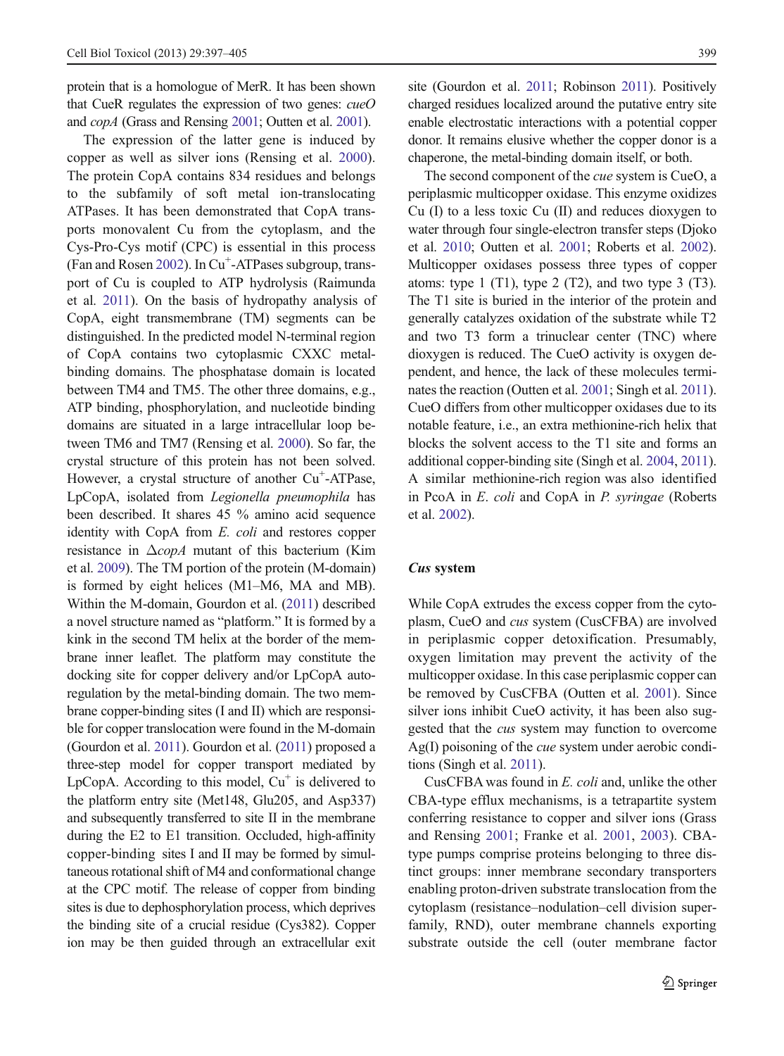protein that is a homologue of MerR. It has been shown that CueR regulates the expression of two genes: *cueO* and *copA* (Grass and Rensing 2001; Outten et al. 2001).

The expression of the latter gene is induced by copper as well as silver ions (Rensing et al. 2000). The protein CopA contains 834 residues and belongs to the subfamily of soft metal ion-translocating ATPases. It has been demonstrated that CopA transports monovalent Cu from the cytoplasm, and the Cys-Pro-Cys motif (CPC) is essential in this process (Fan and Rosen 2002). In $Cu^+$-ATPases subgroup, transport of Cu is coupled to ATP hydrolysis (Raimunda et al. 2011). On the basis of hydropathy analysis of CopA, eight transmembrane (TM) segments can be distinguished. In the predicted model N-terminal region of CopA contains two cytoplasmic CXXC metal-binding domains. The phosphatase domain is located between TM4 and TM5. The other three domains, e.g., ATP binding, phosphorylation, and nucleotide binding domains are situated in a large intracellular loop between TM6 and TM7 (Rensing et al. 2000). So far, the crystal structure of this protein has not been solved. However, a crystal structure of another $Cu^+$-ATPase, LpCopA, isolated from *Legionella pneumophila* has been described. It shares 45 % amino acid sequence identity with CopA from *E. coli* and restores copper resistance in Δ*copA* mutant of this bacterium (Kim et al. 2009). The TM portion of the protein (M-domain) is formed by eight helices (M1–M6, MA and MB). Within the M-domain, Gourdon et al. (2011) described a novel structure named as "platform." It is formed by a kink in the second TM helix at the border of the membrane inner leaflet. The platform may constitute the docking site for copper delivery and/or LpCopA autoregulation by the metal-binding domain. The two membrane copper-binding sites (I and II) which are responsible for copper translocation were found in the M-domain (Gourdon et al. 2011). Gourdon et al. (2011) proposed a three-step model for copper transport mediated by LpCopA. According to this model, $Cu^+$ is delivered to the platform entry site (Met148, Glu205, and Asp337) and subsequently transferred to site II in the membrane during the E2 to E1 transition. Occluded, high-affinity copper-binding sites I and II may be formed by simultaneous rotational shift of M4 and conformational change at the CPC motif. The release of copper from binding sites is due to dephosphorylation process, which deprives the binding site of a crucial residue (Cys382). Copper ion may be then guided through an extracellular exit site (Gourdon et al. 2011; Robinson 2011). Positively charged residues localized around the putative entry site enable electrostatic interactions with a potential copper donor. It remains elusive whether the copper donor is a chaperone, the metal-binding domain itself, or both.

The second component of the *cue* system is CueO, a periplasmic multicopper oxidase. This enzyme oxidizes Cu (I) to a less toxic Cu (II) and reduces dioxygen to water through four single-electron transfer steps (Djoko et al. 2010; Outten et al. 2001; Roberts et al. 2002). Multicopper oxidases possess three types of copper atoms: type 1 (T1), type 2 (T2), and two type 3 (T3). The T1 site is buried in the interior of the protein and generally catalyzes oxidation of the substrate while T2 and two T3 form a trinuclear center (TNC) where dioxygen is reduced. The CueO activity is oxygen dependent, and hence, the lack of these molecules terminates the reaction (Outten et al. 2001; Singh et al. 2011). CueO differs from other multicopper oxidases due to its notable feature, i.e., an extra methionine-rich helix that blocks the solvent access to the T1 site and forms an additional copper-binding site (Singh et al. 2004, 2011). A similar methionine-rich region was also identified in PcoA in *E. coli* and CopA in *P. syringae* (Roberts et al. 2002).

## *Cus* system

While CopA extrudes the excess copper from the cytoplasm, CueO and *cus* system (CusCFBA) are involved in periplasmic copper detoxification. Presumably, oxygen limitation may prevent the activity of the multicopper oxidase. In this case periplasmic copper can be removed by CusCFBA (Outten et al. 2001). Since silver ions inhibit CueO activity, it has been also suggested that the *cus* system may function to overcome Ag(I) poisoning of the *cue* system under aerobic conditions (Singh et al. 2011).

CusCFBA was found in *E. coli* and, unlike the other CBA-type efflux mechanisms, is a tetrapartite system conferring resistance to copper and silver ions (Grass and Rensing 2001; Franke et al. 2001, 2003). CBA-type pumps comprise proteins belonging to three distinct groups: inner membrane secondary transporters enabling proton-driven substrate translocation from the cytoplasm (resistance–nodulation–cell division superfamily, RND), outer membrane channels exporting substrate outside the cell (outer membrane factor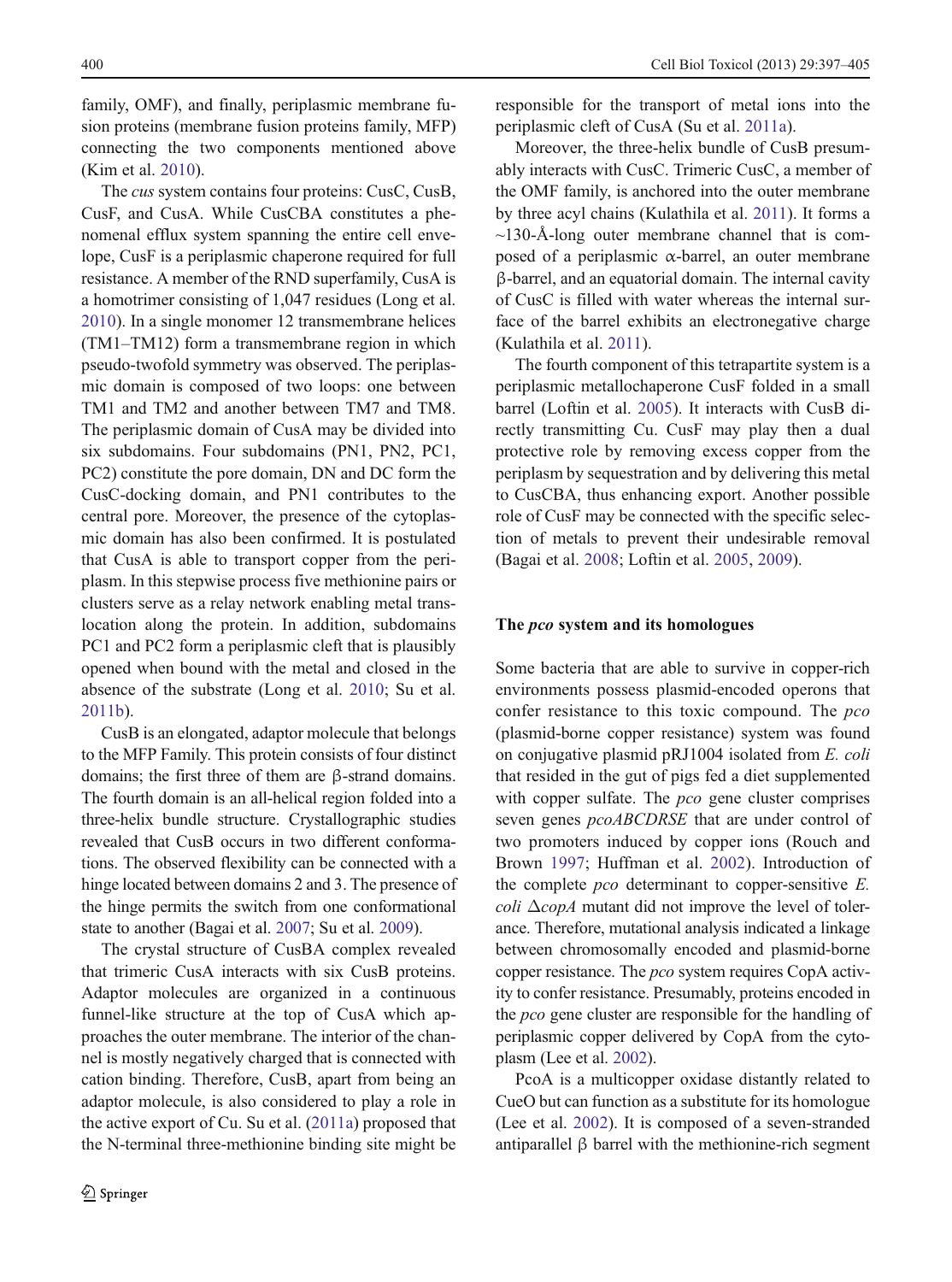family, OMF), and finally, periplasmic membrane fusion proteins (membrane fusion proteins family, MFP) connecting the two components mentioned above (Kim et al. 2010).

The *cus* system contains four proteins: CusC, CusB, CusF, and CusA. While CusCBA constitutes a phenomenal efflux system spanning the entire cell envelope, CusF is a periplasmic chaperone required for full resistance. A member of the RND superfamily, CusA is a homotrimer consisting of 1,047 residues (Long et al. 2010). In a single monomer 12 transmembrane helices (TM1–TM12) form a transmembrane region in which pseudo-twofold symmetry was observed. The periplasmic domain is composed of two loops: one between TM1 and TM2 and another between TM7 and TM8. The periplasmic domain of CusA may be divided into six subdomains. Four subdomains (PN1, PN2, PC1, PC2) constitute the pore domain, DN and DC form the CusC-docking domain, and PN1 contributes to the central pore. Moreover, the presence of the cytoplasmic domain has also been confirmed. It is postulated that CusA is able to transport copper from the periplasm. In this stepwise process five methionine pairs or clusters serve as a relay network enabling metal translocation along the protein. In addition, subdomains PC1 and PC2 form a periplasmic cleft that is plausibly opened when bound with the metal and closed in the absence of the substrate (Long et al. 2010; Su et al. 2011b).

CusB is an elongated, adaptor molecule that belongs to the MFP Family. This protein consists of four distinct domains; the first three of them are β-strand domains. The fourth domain is an all-helical region folded into a three-helix bundle structure. Crystallographic studies revealed that CusB occurs in two different conformations. The observed flexibility can be connected with a hinge located between domains 2 and 3. The presence of the hinge permits the switch from one conformational state to another (Bagai et al. 2007; Su et al. 2009).

The crystal structure of CusBA complex revealed that trimeric CusA interacts with six CusB proteins. Adaptor molecules are organized in a continuous funnel-like structure at the top of CusA which approaches the outer membrane. The interior of the channel is mostly negatively charged that is connected with cation binding. Therefore, CusB, apart from being an adaptor molecule, is also considered to play a role in the active export of Cu. Su et al. (2011a) proposed that the N-terminal three-methionine binding site might be responsible for the transport of metal ions into the periplasmic cleft of CusA (Su et al. 2011a).

Moreover, the three-helix bundle of CusB presumably interacts with CusC. Trimeric CusC, a member of the OMF family, is anchored into the outer membrane by three acyl chains (Kulathila et al. 2011). It forms a ~130-Å-long outer membrane channel that is composed of a periplasmic α-barrel, an outer membrane β-barrel, and an equatorial domain. The internal cavity of CusC is filled with water whereas the internal surface of the barrel exhibits an electronegative charge (Kulathila et al. 2011).

The fourth component of this tetrapartite system is a periplasmic metallochaperone CusF folded in a small barrel (Loftin et al. 2005). It interacts with CusB directly transmitting Cu. CusF may play then a dual protective role by removing excess copper from the periplasm by sequestration and by delivering this metal to CusCBA, thus enhancing export. Another possible role of CusF may be connected with the specific selection of metals to prevent their undesirable removal (Bagai et al. 2008; Loftin et al. 2005, 2009).

## The *pco* system and its homologues

Some bacteria that are able to survive in copper-rich environments possess plasmid-encoded operons that confer resistance to this toxic compound. The *pco* (plasmid-borne copper resistance) system was found on conjugative plasmid pRJ1004 isolated from *E. coli* that resided in the gut of pigs fed a diet supplemented with copper sulfate. The *pco* gene cluster comprises seven genes *pcoABCDRSE* that are under control of two promoters induced by copper ions (Rouch and Brown 1997; Huffman et al. 2002). Introduction of the complete *pco* determinant to copper-sensitive *E. coli* Δ*copA* mutant did not improve the level of tolerance. Therefore, mutational analysis indicated a linkage between chromosomally encoded and plasmid-borne copper resistance. The *pco* system requires CopA activity to confer resistance. Presumably, proteins encoded in the *pco* gene cluster are responsible for the handling of periplasmic copper delivered by CopA from the cytoplasm (Lee et al. 2002).

PcoA is a multicopper oxidase distantly related to CueO but can function as a substitute for its homologue (Lee et al. 2002). It is composed of a seven-stranded antiparallel β barrel with the methionine-rich segment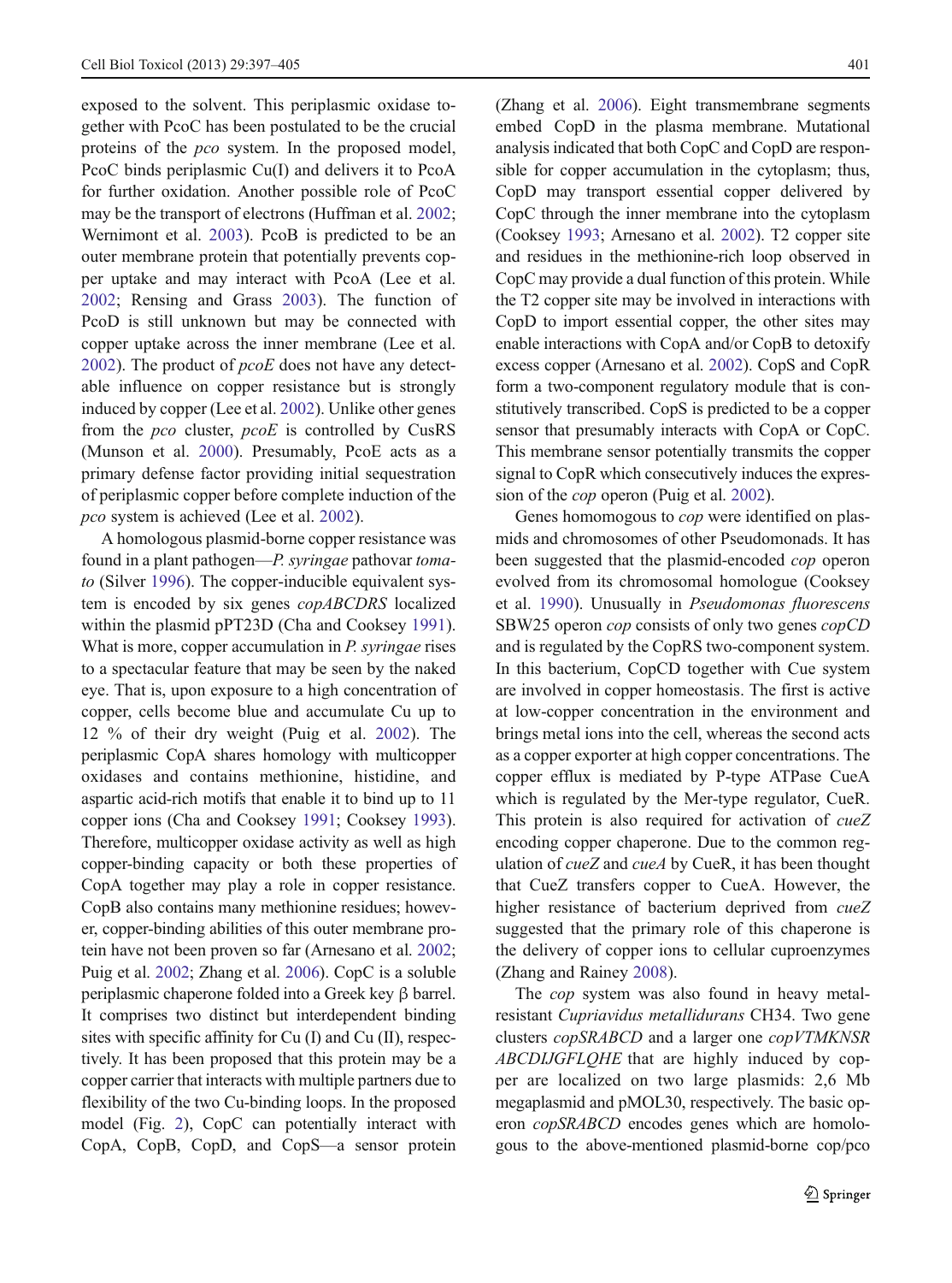exposed to the solvent. This periplasmic oxidase together with PcoC has been postulated to be the crucial proteins of the *pco* system. In the proposed model, PcoC binds periplasmic Cu(I) and delivers it to PcoA for further oxidation. Another possible role of PcoC may be the transport of electrons (Huffman et al. 2002; Wernimont et al. 2003). PcoB is predicted to be an outer membrane protein that potentially prevents copper uptake and may interact with PcoA (Lee et al. 2002; Rensing and Grass 2003). The function of PcoD is still unknown but may be connected with copper uptake across the inner membrane (Lee et al. 2002). The product of *pcoE* does not have any detectable influence on copper resistance but is strongly induced by copper (Lee et al. 2002). Unlike other genes from the *pco* cluster, *pcoE* is controlled by CusRS (Munson et al. 2000). Presumably, PcoE acts as a primary defense factor providing initial sequestration of periplasmic copper before complete induction of the *pco* system is achieved (Lee et al. 2002).

A homologous plasmid-borne copper resistance was found in a plant pathogen—*P. syringae* pathovar *tomato* (Silver 1996). The copper-inducible equivalent system is encoded by six genes *copABCDRS* localized within the plasmid pPT23D (Cha and Cooksey 1991). What is more, copper accumulation in *P. syringae* rises to a spectacular feature that may be seen by the naked eye. That is, upon exposure to a high concentration of copper, cells become blue and accumulate Cu up to 12 % of their dry weight (Puig et al. 2002). The periplasmic CopA shares homology with multicopper oxidases and contains methionine, histidine, and aspartic acid-rich motifs that enable it to bind up to 11 copper ions (Cha and Cooksey 1991; Cooksey 1993). Therefore, multicopper oxidase activity as well as high copper-binding capacity or both these properties of CopA together may play a role in copper resistance. CopB also contains many methionine residues; however, copper-binding abilities of this outer membrane protein have not been proven so far (Arnesano et al. 2002; Puig et al. 2002; Zhang et al. 2006). CopC is a soluble periplasmic chaperone folded into a Greek key β barrel. It comprises two distinct but interdependent binding sites with specific affinity for Cu (I) and Cu (II), respectively. It has been proposed that this protein may be a copper carrier that interacts with multiple partners due to flexibility of the two Cu-binding loops. In the proposed model (Fig. 2), CopC can potentially interact with CopA, CopB, CopD, and CopS—a sensor protein (Zhang et al. 2006). Eight transmembrane segments embed CopD in the plasma membrane. Mutational analysis indicated that both CopC and CopD are responsible for copper accumulation in the cytoplasm; thus, CopD may transport essential copper delivered by CopC through the inner membrane into the cytoplasm (Cooksey 1993; Arnesano et al. 2002). T2 copper site and residues in the methionine-rich loop observed in CopC may provide a dual function of this protein. While the T2 copper site may be involved in interactions with CopD to import essential copper, the other sites may enable interactions with CopA and/or CopB to detoxify excess copper (Arnesano et al. 2002). CopS and CopR form a two-component regulatory module that is constitutively transcribed. CopS is predicted to be a copper sensor that presumably interacts with CopA or CopC. This membrane sensor potentially transmits the copper signal to CopR which consecutively induces the expression of the *cop* operon (Puig et al. 2002).

Genes homomogous to *cop* were identified on plasmids and chromosomes of other Pseudomonads. It has been suggested that the plasmid-encoded *cop* operon evolved from its chromosomal homologue (Cooksey et al. 1990). Unusually in *Pseudomonas fluorescens* SBW25 operon *cop* consists of only two genes *copCD* and is regulated by the CopRS two-component system. In this bacterium, CopCD together with Cue system are involved in copper homeostasis. The first is active at low-copper concentration in the environment and brings metal ions into the cell, whereas the second acts as a copper exporter at high copper concentrations. The copper efflux is mediated by P-type ATPase CueA which is regulated by the Mer-type regulator, CueR. This protein is also required for activation of *cueZ* encoding copper chaperone. Due to the common regulation of *cueZ* and *cueA* by CueR, it has been thought that CueZ transfers copper to CueA. However, the higher resistance of bacterium deprived from *cueZ* suggested that the primary role of this chaperone is the delivery of copper ions to cellular cuproenzymes (Zhang and Rainey 2008).

The *cop* system was also found in heavy metal-resistant *Cupriavidus metallidurans* CH34. Two gene clusters *copSRABCD* and a larger one *copVTMKNSRABCDIJGFLQHE* that are highly induced by copper are localized on two large plasmids: 2,6 Mb megaplasmid and pMOL30, respectively. The basic operon *copSRABCD* encodes genes which are homologous to the above-mentioned plasmid-borne cop/pco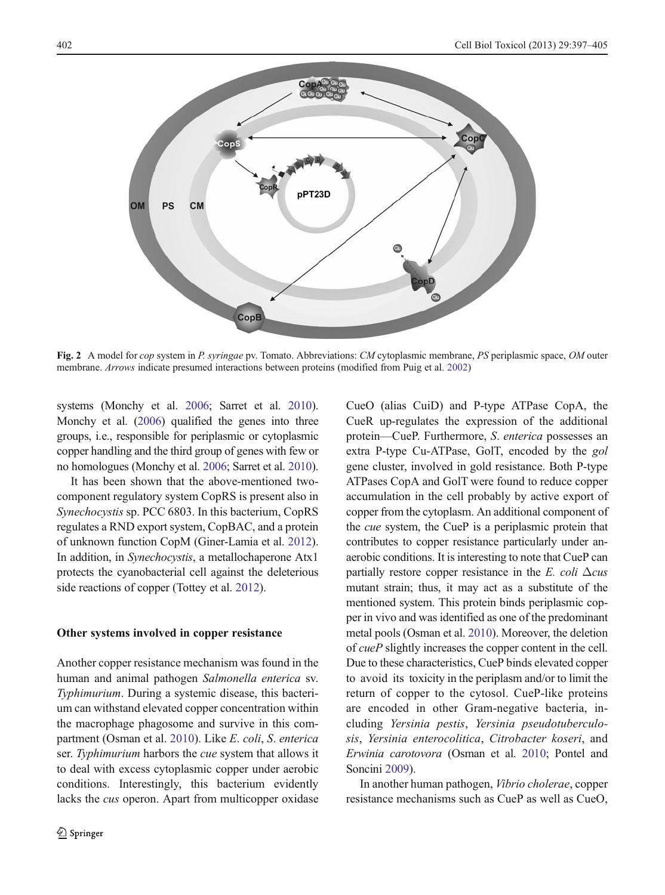Fig. 2 A model for *cop* system in *P. syringae* pv. Tomato. Abbreviations: *CM* cytoplasmic membrane, *PS* periplasmic space, *OM* outer membrane. *Arrows* indicate presumed interactions between proteins (modified from Puig et al. 2002)

systems (Monchy et al. 2006; Sarret et al. 2010). Monchy et al. (2006) qualified the genes into three groups, i.e., responsible for periplasmic or cytoplasmic copper handling and the third group of genes with few or no homologues (Monchy et al. 2006; Sarret et al. 2010).

It has been shown that the above-mentioned two-component regulatory system CopRS is present also in *Synechocystis* sp. PCC 6803. In this bacterium, CopRS regulates a RND export system, CopBAC, and a protein of unknown function CopM (Giner-Lamia et al. 2012). In addition, in *Synechocystis*, a metallochaperone Atx1 protects the cyanobacterial cell against the deleterious side reactions of copper (Tottey et al. 2012).

## Other systems involved in copper resistance

Another copper resistance mechanism was found in the human and animal pathogen *Salmonella enterica* sv. *Typhimurium*. During a systemic disease, this bacterium can withstand elevated copper concentration within the macrophage phagosome and survive in this compartment (Osman et al. 2010). Like *E. coli*, *S. enterica* ser. *Typhimurium* harbors the *cue* system that allows it to deal with excess cytoplasmic copper under aerobic conditions. Interestingly, this bacterium evidently lacks the *cus* operon. Apart from multicopper oxidase CueO (alias CuiD) and P-type ATPase CopA, the CueR up-regulates the expression of the additional protein—CueP. Furthermore, *S. enterica* possesses an extra P-type Cu-ATPase, GolT, encoded by the *gol* gene cluster, involved in gold resistance. Both P-type ATPases CopA and GolT were found to reduce copper accumulation in the cell probably by active export of copper from the cytoplasm. An additional component of the *cue* system, the CueP is a periplasmic protein that contributes to copper resistance particularly under anaerobic conditions. It is interesting to note that CueP can partially restore copper resistance in the *E. coli* Δ*cus* mutant strain; thus, it may act as a substitute of the mentioned system. This protein binds periplasmic copper in vivo and was identified as one of the predominant metal pools (Osman et al. 2010). Moreover, the deletion of *cueP* slightly increases the copper content in the cell. Due to these characteristics, CueP binds elevated copper to avoid its toxicity in the periplasm and/or to limit the return of copper to the cytosol. CueP-like proteins are encoded in other Gram-negative bacteria, including *Yersinia pestis*, *Yersinia pseudotuberculosis*, *Yersinia enterocolitica*, *Citrobacter koseri*, and *Erwinia carotovora* (Osman et al. 2010; Pontel and Soncini 2009).

In another human pathogen, *Vibrio cholerae*, copper resistance mechanisms such as CueP as well as CueO,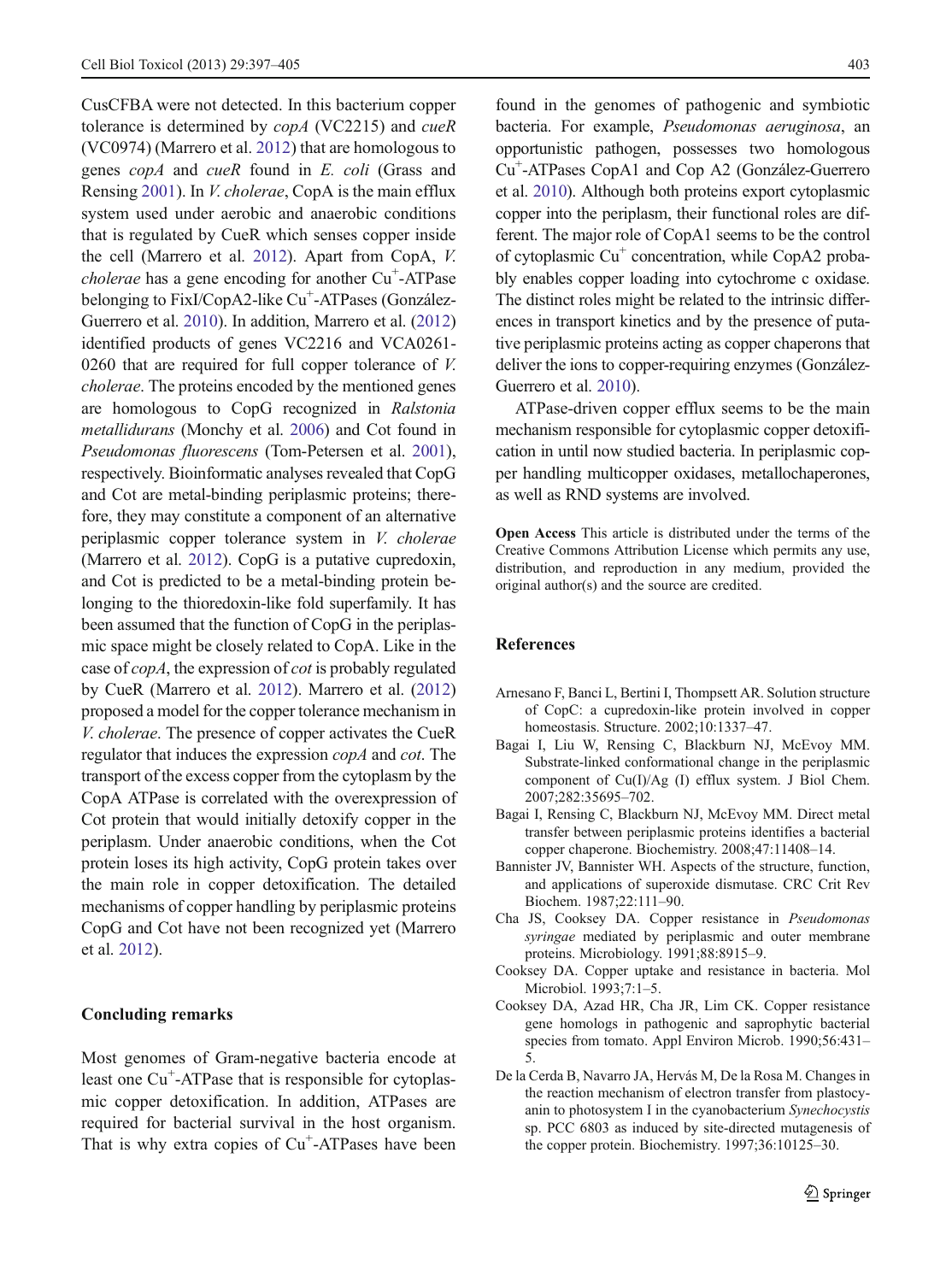CusCFBA were not detected. In this bacterium copper tolerance is determined by *copA* (VC2215) and *cueR* (VC0974) (Marrero et al. 2012) that are homologous to genes *copA* and *cueR* found in *E. coli* (Grass and Rensing 2001). In *V. cholerae*, CopA is the main efflux system used under aerobic and anaerobic conditions that is regulated by CueR which senses copper inside the cell (Marrero et al. 2012). Apart from CopA, *V. cholerae* has a gene encoding for another $Cu^+$-ATPase belonging to FixI/CopA2-like $Cu^+$-ATPases (González-Guerrero et al. 2010). In addition, Marrero et al. (2012) identified products of genes VC2216 and VCA0261-0260 that are required for full copper tolerance of *V. cholerae*. The proteins encoded by the mentioned genes are homologous to CopG recognized in *Ralstonia metallidurans* (Monchy et al. 2006) and Cot found in *Pseudomonas fluorescens* (Tom-Petersen et al. 2001), respectively. Bioinformatic analyses revealed that CopG and Cot are metal-binding periplasmic proteins; therefore, they may constitute a component of an alternative periplasmic copper tolerance system in *V. cholerae* (Marrero et al. 2012). CopG is a putative cupredoxin, and Cot is predicted to be a metal-binding protein belonging to the thioredoxin-like fold superfamily. It has been assumed that the function of CopG in the periplasmic space might be closely related to CopA. Like in the case of *copA*, the expression of *cot* is probably regulated by CueR (Marrero et al. 2012). Marrero et al. (2012) proposed a model for the copper tolerance mechanism in *V. cholerae*. The presence of copper activates the CueR regulator that induces the expression *copA* and *cot*. The transport of the excess copper from the cytoplasm by the CopA ATPase is correlated with the overexpression of Cot protein that would initially detoxify copper in the periplasm. Under anaerobic conditions, when the Cot protein loses its high activity, CopG protein takes over the main role in copper detoxification. The detailed mechanisms of copper handling by periplasmic proteins CopG and Cot have not been recognized yet (Marrero et al. 2012).

## Concluding remarks

Most genomes of Gram-negative bacteria encode at least one $Cu^+$-ATPase that is responsible for cytoplasmic copper detoxification. In addition, ATPases are required for bacterial survival in the host organism. That is why extra copies of $Cu^+$-ATPases have been found in the genomes of pathogenic and symbiotic bacteria. For example, *Pseudomonas aeruginosa*, an opportunistic pathogen, possesses two homologous $Cu^+$-ATPases CopA1 and Cop A2 (González-Guerrero et al. 2010). Although both proteins export cytoplasmic copper into the periplasm, their functional roles are different. The major role of CopA1 seems to be the control of cytoplasmic $Cu^+$ concentration, while CopA2 probably enables copper loading into cytochrome c oxidase. The distinct roles might be related to the intrinsic differences in transport kinetics and by the presence of putative periplasmic proteins acting as copper chaperons that deliver the ions to copper-requiring enzymes (González-Guerrero et al. 2010).

ATPase-driven copper efflux seems to be the main mechanism responsible for cytoplasmic copper detoxification in until now studied bacteria. In periplasmic copper handling multicopper oxidases, metallochaperones, as well as RND systems are involved.

**Open Access** This article is distributed under the terms of the Creative Commons Attribution License which permits any use, distribution, and reproduction in any medium, provided the original author(s) and the source are credited.

## References

Arnesano F, Banci L, Bertini I, Thompsett AR. Solution structure of CopC: a cupredoxin-like protein involved in copper homeostasis. Structure. 2002;10:1337–47.

Bagai I, Liu W, Rensing C, Blackburn NJ, McEvoy MM. Substrate-linked conformational change in the periplasmic component of Cu(I)/Ag (I) efflux system. J Biol Chem. 2007;282:35695–702.

Bagai I, Rensing C, Blackburn NJ, McEvoy MM. Direct metal transfer between periplasmic proteins identifies a bacterial copper chaperone. Biochemistry. 2008;47:11408–14.

Bannister JV, Bannister WH. Aspects of the structure, function, and applications of superoxide dismutase. CRC Crit Rev Biochem. 1987;22:111–90.

Cha JS, Cooksey DA. Copper resistance in *Pseudomonas syringae* mediated by periplasmic and outer membrane proteins. Microbiology. 1991;88:8915–9.

Cooksey DA. Copper uptake and resistance in bacteria. Mol Microbiol. 1993;7:1–5.

Cooksey DA, Azad HR, Cha JR, Lim CK. Copper resistance gene homologs in pathogenic and saprophytic bacterial species from tomato. Appl Environ Microb. 1990;56:431–5.

De la Cerda B, Navarro JA, Hervás M, De la Rosa M. Changes in the reaction mechanism of electron transfer from plastocyanin to photosystem I in the cyanobacterium *Synechocystis* sp. PCC 6803 as induced by site-directed mutagenesis of the copper protein. Biochemistry. 1997;36:10125–30.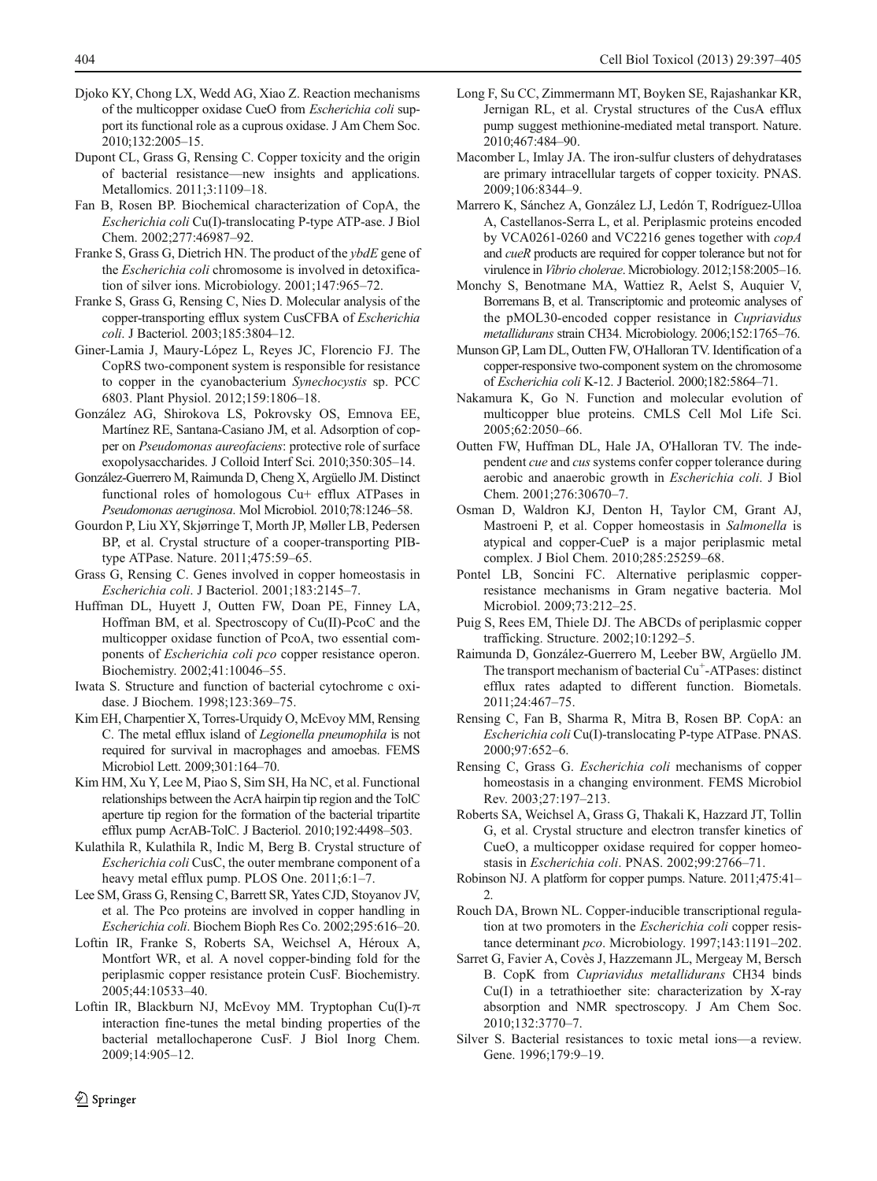Djoko KY, Chong LX, Wedd AG, Xiao Z. Reaction mechanisms of the multicopper oxidase CueO from *Escherichia coli* support its functional role as a cuprous oxidase. J Am Chem Soc. 2010;132:2005–15.

Dupont CL, Grass G, Rensing C. Copper toxicity and the origin of bacterial resistance—new insights and applications. Metallomics. 2011;3:1109–18.

Fan B, Rosen BP. Biochemical characterization of CopA, the *Escherichia coli* Cu(I)-translocating P-type ATP-ase. J Biol Chem. 2002;277:46987–92.

Franke S, Grass G, Dietrich HN. The product of the *ybdE* gene of the *Escherichia coli* chromosome is involved in detoxification of silver ions. Microbiology. 2001;147:965–72.

Franke S, Grass G, Rensing C, Nies D. Molecular analysis of the copper-transporting efflux system CusCFBA of *Escherichia coli*. J Bacteriol. 2003;185:3804–12.

Giner-Lamia J, Maury-López L, Reyes JC, Florencio FJ. The CopRS two-component system is responsible for resistance to copper in the cyanobacterium *Synechocystis* sp. PCC 6803. Plant Physiol. 2012;159:1806–18.

González AG, Shirokova LS, Pokrovsky OS, Emnova EE, Martínez RE, Santana-Casiano JM, et al. Adsorption of copper on *Pseudomonas aureofaciens*: protective role of surface exopolysaccharides. J Colloid Interf Sci. 2010;350:305–14.

González-Guerrero M, Raimunda D, Cheng X, Argüello JM. Distinct functional roles of homologous Cu+ efflux ATPases in *Pseudomonas aeruginosa*. Mol Microbiol. 2010;78:1246–58.

Gourdon P, Liu XY, Skjørringe T, Morth JP, Møller LB, Pedersen BP, et al. Crystal structure of a cooper-transporting PIB-type ATPase. Nature. 2011;475:59–65.

Grass G, Rensing C. Genes involved in copper homeostasis in *Escherichia coli*. J Bacteriol. 2001;183:2145–7.

Huffman DL, Huyett J, Outten FW, Doan PE, Finney LA, Hoffman BM, et al. Spectroscopy of Cu(II)-PcoC and the multicopper oxidase function of PcoA, two essential components of *Escherichia coli pco* copper resistance operon. Biochemistry. 2002;41:10046–55.

Iwata S. Structure and function of bacterial cytochrome c oxidase. J Biochem. 1998;123:369–75.

Kim EH, Charpentier X, Torres-Urquidy O, McEvoy MM, Rensing C. The metal efflux island of *Legionella pneumophila* is not required for survival in macrophages and amoebas. FEMS Microbiol Lett. 2009;301:164–70.

Kim HM, Xu Y, Lee M, Piao S, Sim SH, Ha NC, et al. Functional relationships between the AcrA hairpin tip region and the TolC aperture tip region for the formation of the bacterial tripartite efflux pump AcrAB-TolC. J Bacteriol. 2010;192:4498–503.

Kulathila R, Kulathila R, Indic M, Berg B. Crystal structure of *Escherichia coli* CusC, the outer membrane component of a heavy metal efflux pump. PLOS One. 2011;6:1–7.

Lee SM, Grass G, Rensing C, Barrett SR, Yates CJD, Stoyanov JV, et al. The Pco proteins are involved in copper handling in *Escherichia coli*. Biochem Bioph Res Co. 2002;295:616–20.

Loftin IR, Franke S, Roberts SA, Weichsel A, Héroux A, Montfort WR, et al. A novel copper-binding fold for the periplasmic copper resistance protein CusF. Biochemistry. 2005;44:10533–40.

Loftin IR, Blackburn NJ, McEvoy MM. Tryptophan Cu(I)-$\pi$ interaction fine-tunes the metal binding properties of the bacterial metallochaperone CusF. J Biol Inorg Chem. 2009;14:905–12.

Long F, Su CC, Zimmermann MT, Boyken SE, Rajashankar KR, Jernigan RL, et al. Crystal structures of the CusA efflux pump suggest methionine-mediated metal transport. Nature. 2010;467:484–90.

Macomber L, Imlay JA. The iron-sulfur clusters of dehydratases are primary intracellular targets of copper toxicity. PNAS. 2009;106:8344–9.

Marrero K, Sánchez A, González LJ, Ledón T, Rodríguez-Ulloa A, Castellanos-Serra L, et al. Periplasmic proteins encoded by VCA0261-0260 and VC2216 genes together with *copA* and *cueR* products are required for copper tolerance but not for virulence in *Vibrio cholerae*. Microbiology. 2012;158:2005–16.

Monchy S, Benotmane MA, Wattiez R, Aelst S, Auquier V, Borremans B, et al. Transcriptomic and proteomic analyses of the pMOL30-encoded copper resistance in *Cupriavidus metallidurans* strain CH34. Microbiology. 2006;152:1765–76.

Munson GP, Lam DL, Outten FW, O'Halloran TV. Identification of a copper-responsive two-component system on the chromosome of *Escherichia coli* K-12. J Bacteriol. 2000;182:5864–71.

Nakamura K, Go N. Function and molecular evolution of multicopper blue proteins. CMLS Cell Mol Life Sci. 2005;62:2050–66.

Outten FW, Huffman DL, Hale JA, O'Halloran TV. The independent *cue* and *cus* systems confer copper tolerance during aerobic and anaerobic growth in *Escherichia coli*. J Biol Chem. 2001;276:30670–7.

Osman D, Waldron KJ, Denton H, Taylor CM, Grant AJ, Mastroeni P, et al. Copper homeostasis in *Salmonella* is atypical and copper-CueP is a major periplasmic metal complex. J Biol Chem. 2010;285:25259–68.

Pontel LB, Soncini FC. Alternative periplasmic copper-resistance mechanisms in Gram negative bacteria. Mol Microbiol. 2009;73:212–25.

Puig S, Rees EM, Thiele DJ. The ABCDs of periplasmic copper trafficking. Structure. 2002;10:1292–5.

Raimunda D, González-Guerrero M, Leeber BW, Argüello JM. The transport mechanism of bacterial $Cu^{+}$-ATPases: distinct efflux rates adapted to different function. Biometals. 2011;24:467–75.

Rensing C, Fan B, Sharma R, Mitra B, Rosen BP. CopA: an *Escherichia coli* Cu(I)-translocating P-type ATPase. PNAS. 2000;97:652–6.

Rensing C, Grass G. *Escherichia coli* mechanisms of copper homeostasis in a changing environment. FEMS Microbiol Rev. 2003;27:197–213.

Roberts SA, Weichsel A, Grass G, Thakali K, Hazzard JT, Tollin G, et al. Crystal structure and electron transfer kinetics of CueO, a multicopper oxidase required for copper homeostasis in *Escherichia coli*. PNAS. 2002;99:2766–71.

Robinson NJ. A platform for copper pumps. Nature. 2011;475:41–2.

Rouch DA, Brown NL. Copper-inducible transcriptional regulation at two promoters in the *Escherichia coli* copper resistance determinant *pco*. Microbiology. 1997;143:1191–202.

Sarret G, Favier A, Covès J, Hazzemann JL, Mergeay M, Bersch B. CopK from *Cupriavidus metallidurans* CH34 binds Cu(I) in a tetrathioether site: characterization by X-ray absorption and NMR spectroscopy. J Am Chem Soc. 2010;132:3770–7.

Silver S. Bacterial resistances to toxic metal ions—a review. Gene. 1996;179:9–19.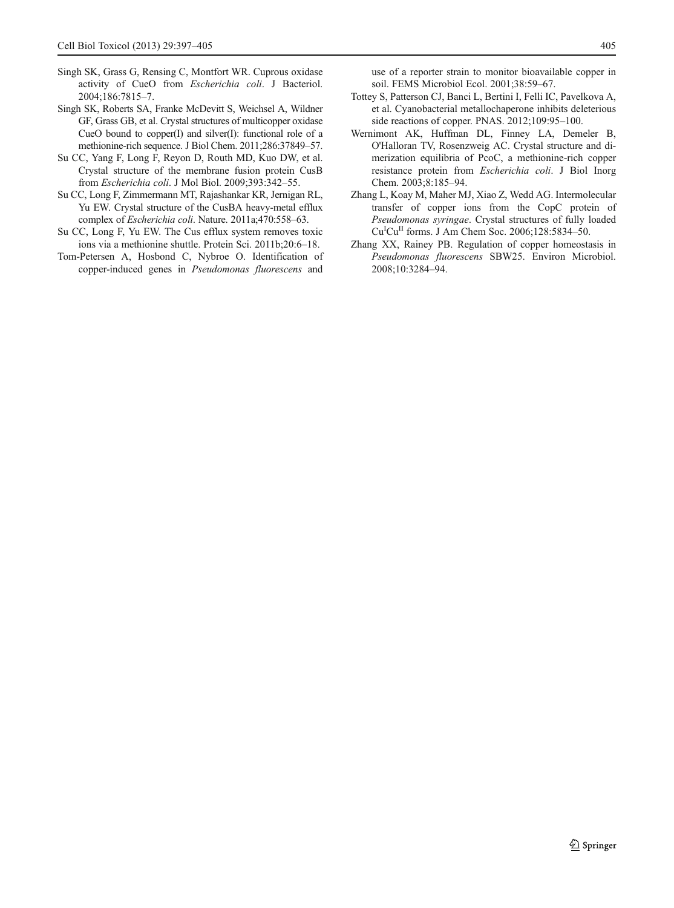Singh SK, Grass G, Rensing C, Montfort WR. Cuprous oxidase activity of CueO from *Escherichia coli*. J Bacteriol. 2004;186:7815–7.

Singh SK, Roberts SA, Franke McDevitt S, Weichsel A, Wildner GF, Grass GB, et al. Crystal structures of multicopper oxidase CueO bound to copper(I) and silver(I): functional role of a methionine-rich sequence. J Biol Chem. 2011;286:37849–57.

Su CC, Yang F, Long F, Reyon D, Routh MD, Kuo DW, et al. Crystal structure of the membrane fusion protein CusB from *Escherichia coli*. J Mol Biol. 2009;393:342–55.

Su CC, Long F, Zimmermann MT, Rajashankar KR, Jernigan RL, Yu EW. Crystal structure of the CusBA heavy-metal efflux complex of *Escherichia coli*. Nature. 2011a;470:558–63.

Su CC, Long F, Yu EW. The Cus efflux system removes toxic ions via a methionine shuttle. Protein Sci. 2011b;20:6–18.

Tom-Petersen A, Hosbond C, Nybroe O. Identification of copper-induced genes in *Pseudomonas fluorescens* and use of a reporter strain to monitor bioavailable copper in soil. FEMS Microbiol Ecol. 2001;38:59–67.

Tottey S, Patterson CJ, Banci L, Bertini I, Felli IC, Pavelkova A, et al. Cyanobacterial metallochaperone inhibits deleterious side reactions of copper. PNAS. 2012;109:95–100.

Wernimont AK, Huffman DL, Finney LA, Demeler B, O'Halloran TV, Rosenzweig AC. Crystal structure and dimerization equilibria of PcoC, a methionine-rich copper resistance protein from *Escherichia coli*. J Biol Inorg Chem. 2003;8:185–94.

Zhang L, Koay M, Maher MJ, Xiao Z, Wedd AG. Intermolecular transfer of copper ions from the CopC protein of *Pseudomonas syringae*. Crystal structures of fully loaded $Cu^{I}Cu^{II}$ forms. J Am Chem Soc. 2006;128:5834–50.

Zhang XX, Rainey PB. Regulation of copper homeostasis in *Pseudomonas fluorescens* SBW25. Environ Microbiol. 2008;10:3284–94.